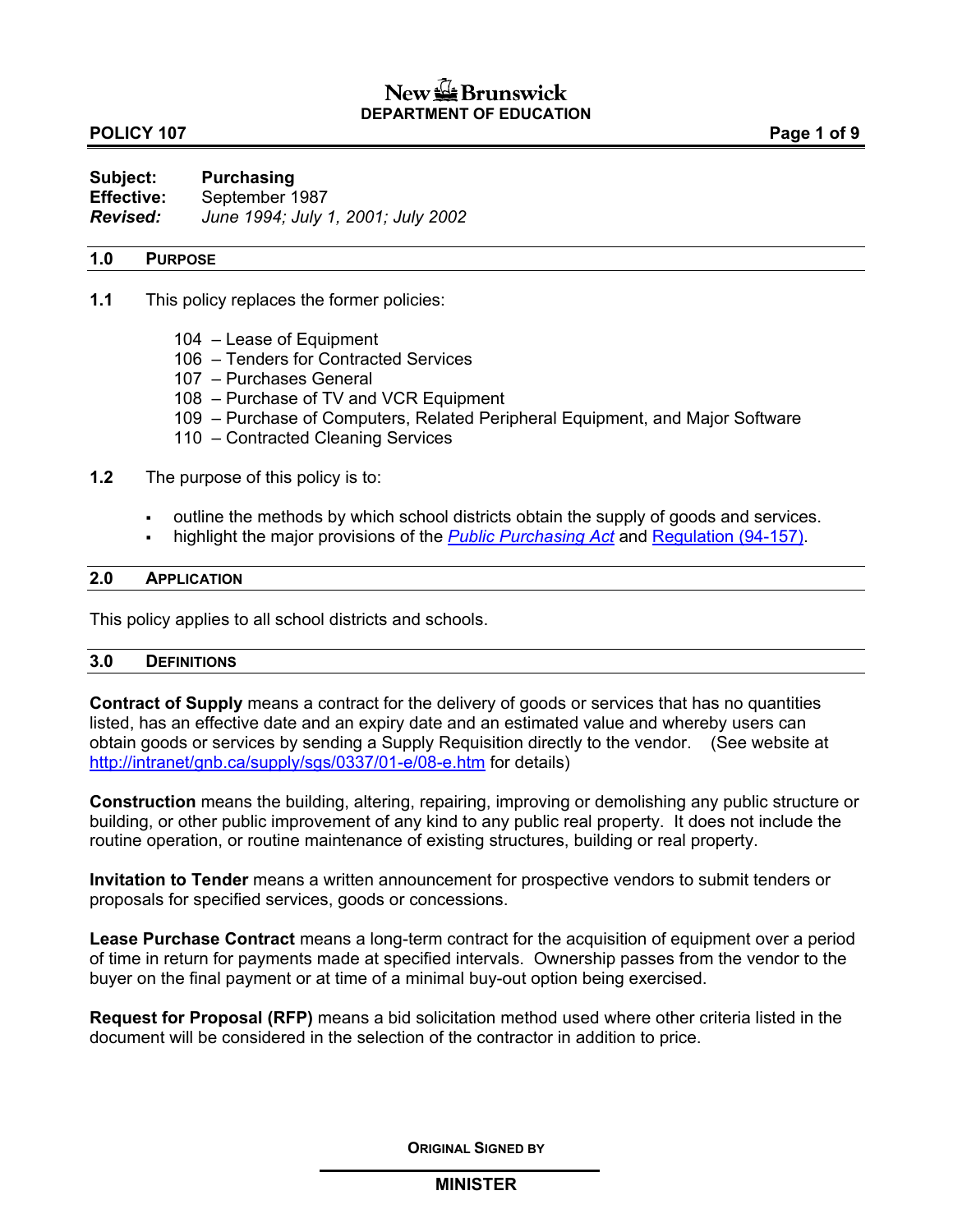**New Brunswick**
**DEPARTMENT OF EDUCATION**

**POLICY 107**

**Subject:** **Purchasing**
**Effective:** September 1987
***Revised:*** *June 1994; July 1, 2001; July 2002*

## 1.0 PURPOSE

**1.1** This policy replaces the former policies:

- 104 – Lease of Equipment
- 106 – Tenders for Contracted Services
- 107 – Purchases General
- 108 – Purchase of TV and VCR Equipment
- 109 – Purchase of Computers, Related Peripheral Equipment, and Major Software
- 110 – Contracted Cleaning Services

**1.2** The purpose of this policy is to:

- outline the methods by which school districts obtain the supply of goods and services.
- highlight the major provisions of the *Public Purchasing Act* and Regulation (94-157).

## 2.0 APPLICATION

This policy applies to all school districts and schools.

## 3.0 DEFINITIONS

**Contract of Supply** means a contract for the delivery of goods or services that has no quantities listed, has an effective date and an expiry date and an estimated value and whereby users can obtain goods or services by sending a Supply Requisition directly to the vendor. (See website at http://intranet/gnb.ca/supply/sgs/0337/01-e/08-e.htm for details)

**Construction** means the building, altering, repairing, improving or demolishing any public structure or building, or other public improvement of any kind to any public real property. It does not include the routine operation, or routine maintenance of existing structures, building or real property.

**Invitation to Tender** means a written announcement for prospective vendors to submit tenders or proposals for specified services, goods or concessions.

**Lease Purchase Contract** means a long-term contract for the acquisition of equipment over a period of time in return for payments made at specified intervals. Ownership passes from the vendor to the buyer on the final payment or at time of a minimal buy-out option being exercised.

**Request for Proposal (RFP)** means a bid solicitation method used where other criteria listed in the document will be considered in the selection of the contractor in addition to price.

ORIGINAL SIGNED BY

**MINISTER**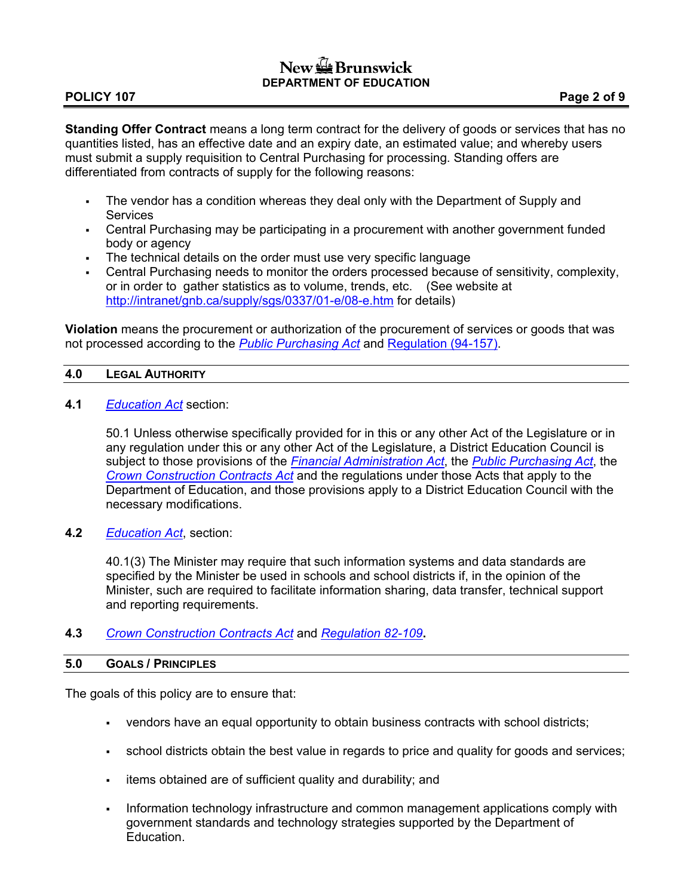**Standing Offer Contract** means a long term contract for the delivery of goods or services that has no quantities listed, has an effective date and an expiry date, an estimated value; and whereby users must submit a supply requisition to Central Purchasing for processing. Standing offers are differentiated from contracts of supply for the following reasons:

- The vendor has a condition whereas they deal only with the Department of Supply and Services
- Central Purchasing may be participating in a procurement with another government funded body or agency
- The technical details on the order must use very specific language
- Central Purchasing needs to monitor the orders processed because of sensitivity, complexity, or in order to gather statistics as to volume, trends, etc. (See website at http://intranet/gnb.ca/supply/sgs/0337/01-e/08-e.htm for details)

**Violation** means the procurement or authorization of the procurement of services or goods that was not processed according to the *Public Purchasing Act* and Regulation (94-157).

## 4.0 Legal Authority

**4.1** *Education Act* section:

50.1 Unless otherwise specifically provided for in this or any other Act of the Legislature or in any regulation under this or any other Act of the Legislature, a District Education Council is subject to those provisions of the *Financial Administration Act*, the *Public Purchasing Act*, the *Crown Construction Contracts Act* and the regulations under those Acts that apply to the Department of Education, and those provisions apply to a District Education Council with the necessary modifications.

**4.2** *Education Act*, section:

40.1(3) The Minister may require that such information systems and data standards are specified by the Minister be used in schools and school districts if, in the opinion of the Minister, such are required to facilitate information sharing, data transfer, technical support and reporting requirements.

**4.3** *Crown Construction Contracts Act* and *Regulation 82-109*.

## 5.0 Goals / Principles

The goals of this policy are to ensure that:

- vendors have an equal opportunity to obtain business contracts with school districts;
- school districts obtain the best value in regards to price and quality for goods and services;
- items obtained are of sufficient quality and durability; and
- Information technology infrastructure and common management applications comply with government standards and technology strategies supported by the Department of Education.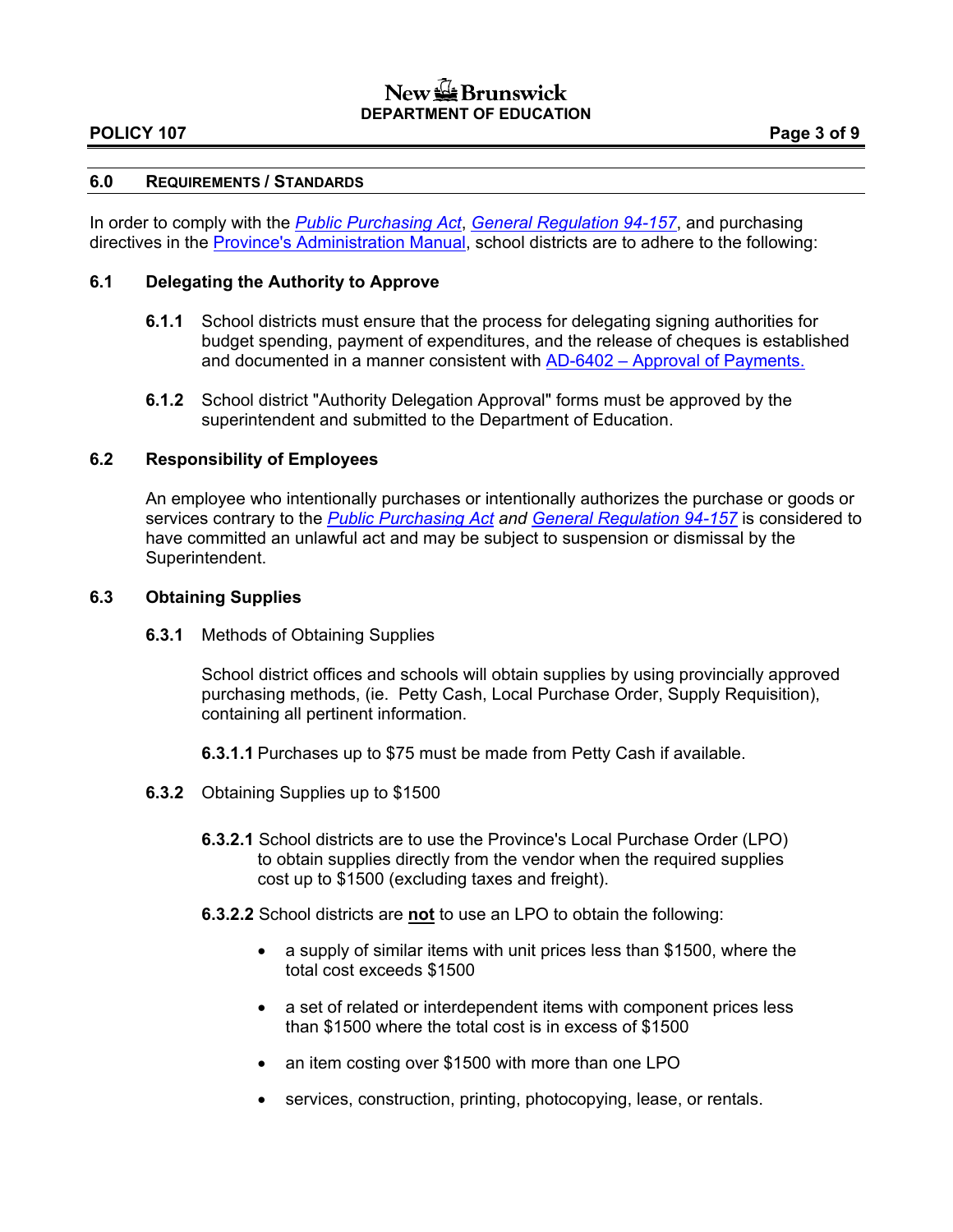## 6.0 REQUIREMENTS / STANDARDS

In order to comply with the *Public Purchasing Act*, *General Regulation 94-157*, and purchasing directives in the Province's Administration Manual, school districts are to adhere to the following:

### 6.1 Delegating the Authority to Approve

**6.1.1** School districts must ensure that the process for delegating signing authorities for budget spending, payment of expenditures, and the release of cheques is established and documented in a manner consistent with AD-6402 – Approval of Payments.

**6.1.2** School district "Authority Delegation Approval" forms must be approved by the superintendent and submitted to the Department of Education.

### 6.2 Responsibility of Employees

An employee who intentionally purchases or intentionally authorizes the purchase or goods or services contrary to the *Public Purchasing Act* *and* *General Regulation 94-157* is considered to have committed an unlawful act and may be subject to suspension or dismissal by the Superintendent.

### 6.3 Obtaining Supplies

**6.3.1** Methods of Obtaining Supplies

School district offices and schools will obtain supplies by using provincially approved purchasing methods, (ie. Petty Cash, Local Purchase Order, Supply Requisition), containing all pertinent information.

**6.3.1.1** Purchases up to $75 must be made from Petty Cash if available.

**6.3.2** Obtaining Supplies up to $1500

**6.3.2.1** School districts are to use the Province's Local Purchase Order (LPO) to obtain supplies directly from the vendor when the required supplies cost up to $1500 (excluding taxes and freight).

**6.3.2.2** School districts are **not** to use an LPO to obtain the following:

- a supply of similar items with unit prices less than $1500, where the total cost exceeds $1500
- a set of related or interdependent items with component prices less than $1500 where the total cost is in excess of $1500
- an item costing over $1500 with more than one LPO
- services, construction, printing, photocopying, lease, or rentals.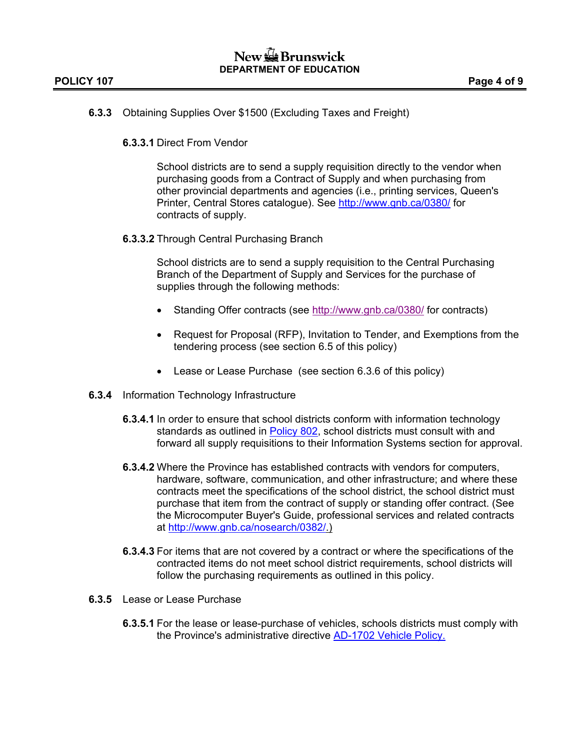**6.3.3** Obtaining Supplies Over $1500 (Excluding Taxes and Freight)

**6.3.3.1** Direct From Vendor

School districts are to send a supply requisition directly to the vendor when purchasing goods from a Contract of Supply and when purchasing from other provincial departments and agencies (i.e., printing services, Queen's Printer, Central Stores catalogue). See [http://www.gnb.ca/0380/](http://www.gnb.ca/0380/) for contracts of supply.

**6.3.3.2** Through Central Purchasing Branch

School districts are to send a supply requisition to the Central Purchasing Branch of the Department of Supply and Services for the purchase of supplies through the following methods:

- Standing Offer contracts (see [http://www.gnb.ca/0380/](http://www.gnb.ca/0380/) for contracts)
- Request for Proposal (RFP), Invitation to Tender, and Exemptions from the tendering process (see section 6.5 of this policy)
- Lease or Lease Purchase (see section 6.3.6 of this policy)

**6.3.4** Information Technology Infrastructure

**6.3.4.1** In order to ensure that school districts conform with information technology standards as outlined in Policy 802, school districts must consult with and forward all supply requisitions to their Information Systems section for approval.

**6.3.4.2** Where the Province has established contracts with vendors for computers, hardware, software, communication, and other infrastructure; and where these contracts meet the specifications of the school district, the school district must purchase that item from the contract of supply or standing offer contract. (See the Microcomputer Buyer's Guide, professional services and related contracts at [http://www.gnb.ca/nosearch/0382/](http://www.gnb.ca/nosearch/0382/).)

**6.3.4.3** For items that are not covered by a contract or where the specifications of the contracted items do not meet school district requirements, school districts will follow the purchasing requirements as outlined in this policy.

**6.3.5** Lease or Lease Purchase

**6.3.5.1** For the lease or lease-purchase of vehicles, schools districts must comply with the Province's administrative directive AD-1702 Vehicle Policy.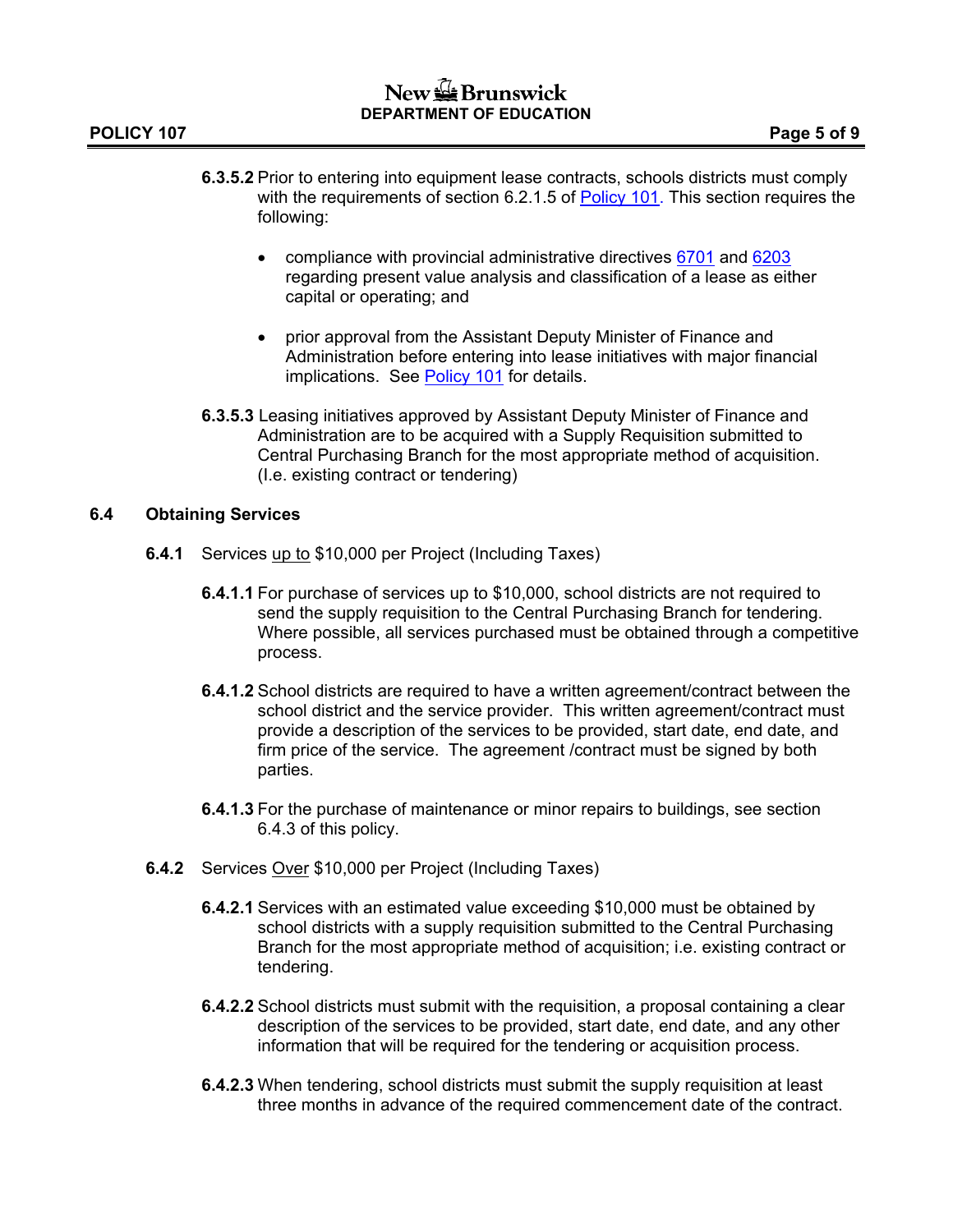**6.3.5.2** Prior to entering into equipment lease contracts, schools districts must comply with the requirements of section 6.2.1.5 of Policy 101. This section requires the following:

- compliance with provincial administrative directives 6701 and 6203 regarding present value analysis and classification of a lease as either capital or operating; and
- prior approval from the Assistant Deputy Minister of Finance and Administration before entering into lease initiatives with major financial implications. See Policy 101 for details.

**6.3.5.3** Leasing initiatives approved by Assistant Deputy Minister of Finance and Administration are to be acquired with a Supply Requisition submitted to Central Purchasing Branch for the most appropriate method of acquisition. (I.e. existing contract or tendering)

## 6.4 Obtaining Services

### 6.4.1 Services up to $10,000 per Project (Including Taxes)

**6.4.1.1** For purchase of services up to $10,000, school districts are not required to send the supply requisition to the Central Purchasing Branch for tendering. Where possible, all services purchased must be obtained through a competitive process.

**6.4.1.2** School districts are required to have a written agreement/contract between the school district and the service provider. This written agreement/contract must provide a description of the services to be provided, start date, end date, and firm price of the service. The agreement /contract must be signed by both parties.

**6.4.1.3** For the purchase of maintenance or minor repairs to buildings, see section 6.4.3 of this policy.

### 6.4.2 Services Over $10,000 per Project (Including Taxes)

**6.4.2.1** Services with an estimated value exceeding $10,000 must be obtained by school districts with a supply requisition submitted to the Central Purchasing Branch for the most appropriate method of acquisition; i.e. existing contract or tendering.

**6.4.2.2** School districts must submit with the requisition, a proposal containing a clear description of the services to be provided, start date, end date, and any other information that will be required for the tendering or acquisition process.

**6.4.2.3** When tendering, school districts must submit the supply requisition at least three months in advance of the required commencement date of the contract.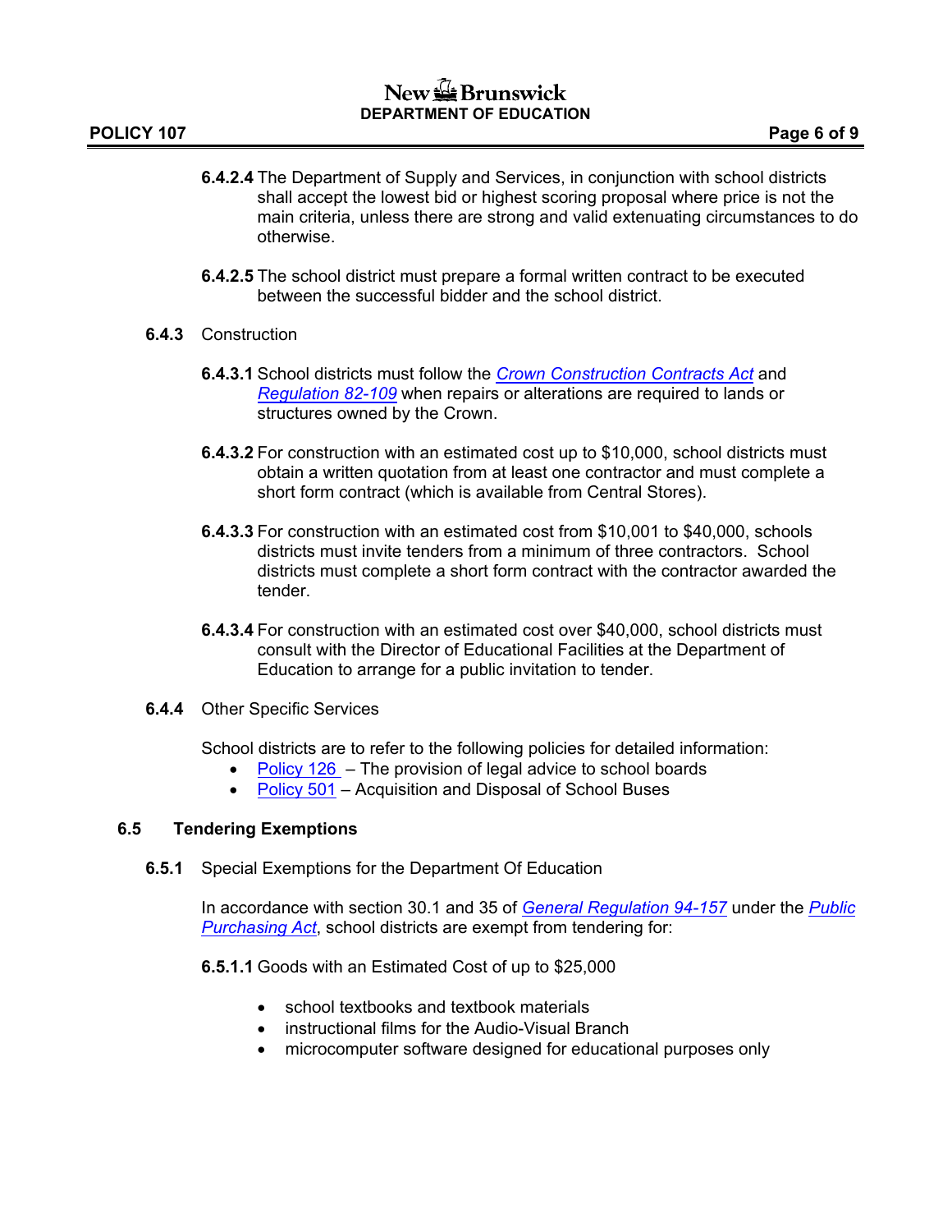**6.4.2.4** The Department of Supply and Services, in conjunction with school districts shall accept the lowest bid or highest scoring proposal where price is not the main criteria, unless there are strong and valid extenuating circumstances to do otherwise.

**6.4.2.5** The school district must prepare a formal written contract to be executed between the successful bidder and the school district.

**6.4.3** Construction

**6.4.3.1** School districts must follow the *Crown Construction Contracts Act* and *Regulation 82-109* when repairs or alterations are required to lands or structures owned by the Crown.

**6.4.3.2** For construction with an estimated cost up to $10,000, school districts must obtain a written quotation from at least one contractor and must complete a short form contract (which is available from Central Stores).

**6.4.3.3** For construction with an estimated cost from $10,001 to $40,000, schools districts must invite tenders from a minimum of three contractors. School districts must complete a short form contract with the contractor awarded the tender.

**6.4.3.4** For construction with an estimated cost over $40,000, school districts must consult with the Director of Educational Facilities at the Department of Education to arrange for a public invitation to tender.

**6.4.4** Other Specific Services

School districts are to refer to the following policies for detailed information:

- Policy 126 – The provision of legal advice to school boards
- Policy 501 – Acquisition and Disposal of School Buses

## 6.5 Tendering Exemptions

**6.5.1** Special Exemptions for the Department Of Education

In accordance with section 30.1 and 35 of *General Regulation 94-157* under the *Public Purchasing Act*, school districts are exempt from tendering for:

**6.5.1.1** Goods with an Estimated Cost of up to $25,000

- school textbooks and textbook materials
- instructional films for the Audio-Visual Branch
- microcomputer software designed for educational purposes only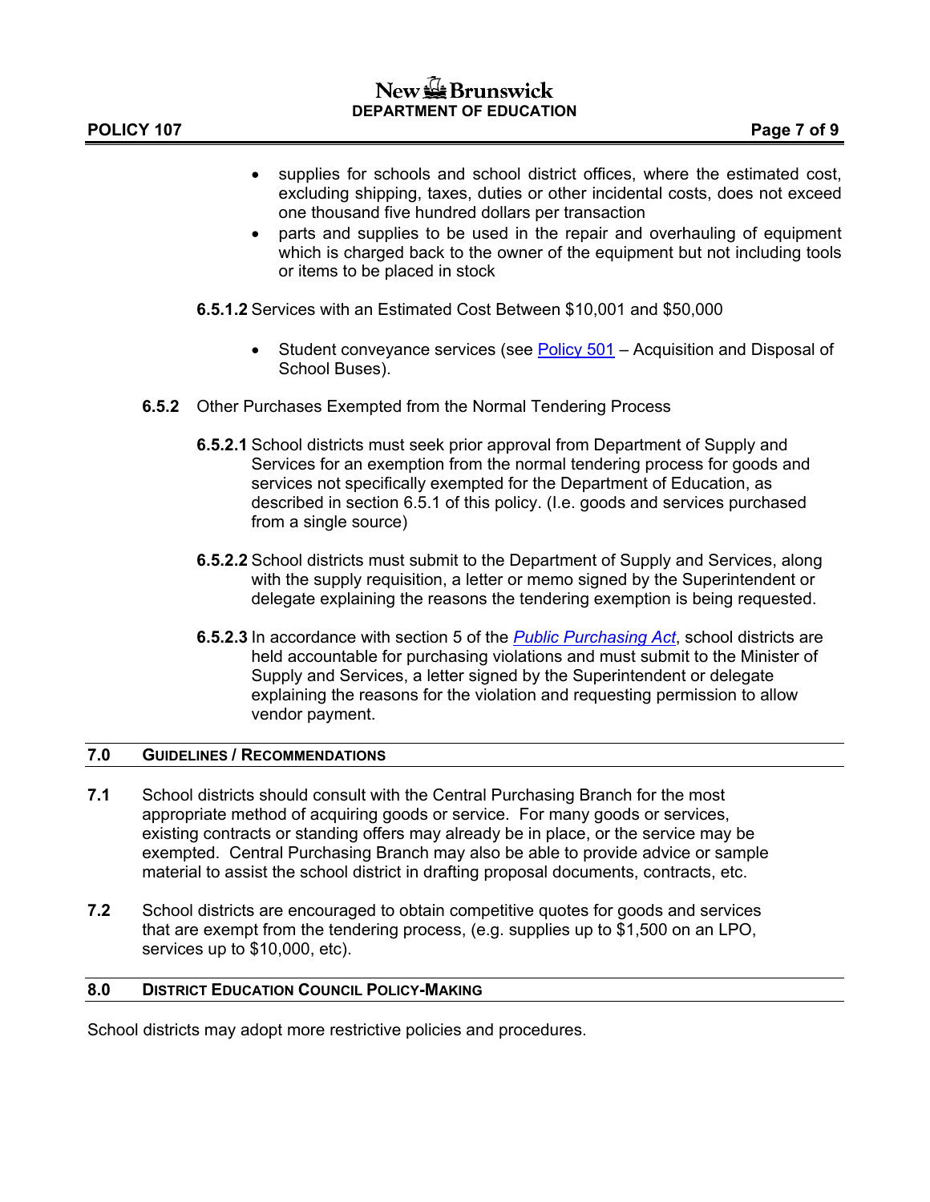- supplies for schools and school district offices, where the estimated cost, excluding shipping, taxes, duties or other incidental costs, does not exceed one thousand five hundred dollars per transaction
- parts and supplies to be used in the repair and overhauling of equipment which is charged back to the owner of the equipment but not including tools or items to be placed in stock

**6.5.1.2** Services with an Estimated Cost Between $10,001 and $50,000

- Student conveyance services (see Policy 501 – Acquisition and Disposal of School Buses).

**6.5.2** Other Purchases Exempted from the Normal Tendering Process

**6.5.2.1** School districts must seek prior approval from Department of Supply and Services for an exemption from the normal tendering process for goods and services not specifically exempted for the Department of Education, as described in section 6.5.1 of this policy. (I.e. goods and services purchased from a single source)

**6.5.2.2** School districts must submit to the Department of Supply and Services, along with the supply requisition, a letter or memo signed by the Superintendent or delegate explaining the reasons the tendering exemption is being requested.

**6.5.2.3** In accordance with section 5 of the *Public Purchasing Act*, school districts are held accountable for purchasing violations and must submit to the Minister of Supply and Services, a letter signed by the Superintendent or delegate explaining the reasons for the violation and requesting permission to allow vendor payment.

## 7.0 Guidelines / Recommendations

**7.1** School districts should consult with the Central Purchasing Branch for the most appropriate method of acquiring goods or service. For many goods or services, existing contracts or standing offers may already be in place, or the service may be exempted. Central Purchasing Branch may also be able to provide advice or sample material to assist the school district in drafting proposal documents, contracts, etc.

**7.2** School districts are encouraged to obtain competitive quotes for goods and services that are exempt from the tendering process, (e.g. supplies up to $1,500 on an LPO, services up to $10,000, etc).

## 8.0 District Education Council Policy-Making

School districts may adopt more restrictive policies and procedures.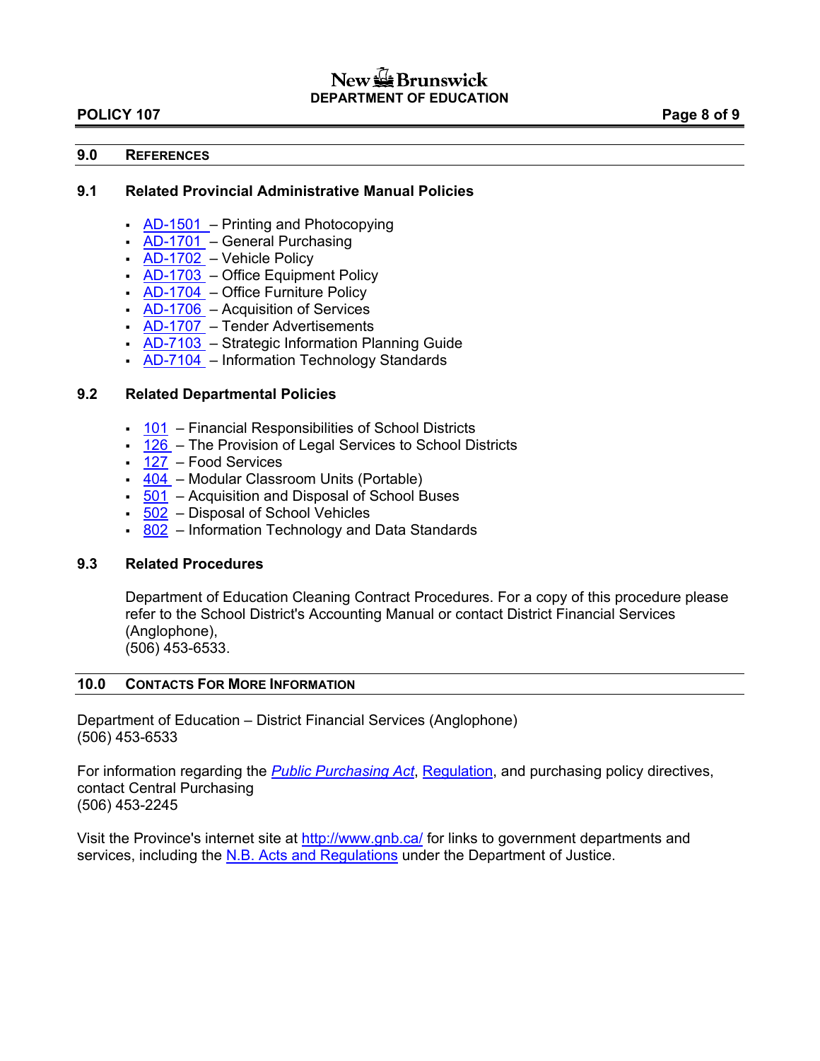## 9.0 References

### 9.1 Related Provincial Administrative Manual Policies

- AD-1501 – Printing and Photocopying
- AD-1701 – General Purchasing
- AD-1702 – Vehicle Policy
- AD-1703 – Office Equipment Policy
- AD-1704 – Office Furniture Policy
- AD-1706 – Acquisition of Services
- AD-1707 – Tender Advertisements
- AD-7103 – Strategic Information Planning Guide
- AD-7104 – Information Technology Standards

### 9.2 Related Departmental Policies

- 101 – Financial Responsibilities of School Districts
- 126 – The Provision of Legal Services to School Districts
- 127 – Food Services
- 404 – Modular Classroom Units (Portable)
- 501 – Acquisition and Disposal of School Buses
- 502 – Disposal of School Vehicles
- 802 – Information Technology and Data Standards

### 9.3 Related Procedures

Department of Education Cleaning Contract Procedures. For a copy of this procedure please refer to the School District's Accounting Manual or contact District Financial Services (Anglophone),
(506) 453-6533.

## 10.0 Contacts For More Information

Department of Education – District Financial Services (Anglophone)
(506) 453-6533

For information regarding the *Public Purchasing Act*, Regulation, and purchasing policy directives, contact Central Purchasing
(506) 453-2245

Visit the Province's internet site at http://www.gnb.ca/ for links to government departments and services, including the N.B. Acts and Regulations under the Department of Justice.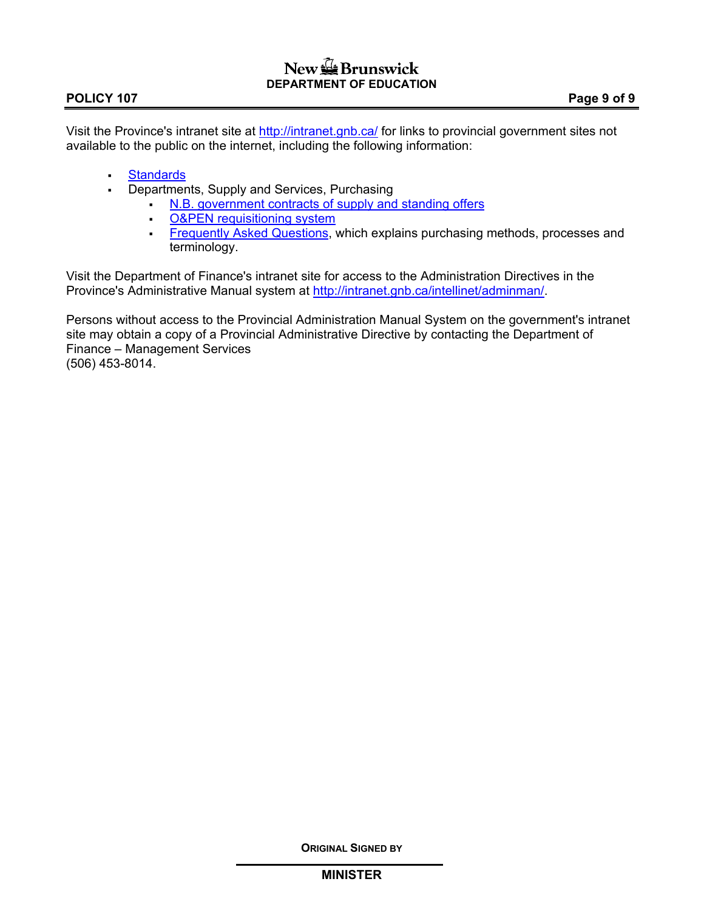Visit the Province's intranet site at http://intranet.gnb.ca/ for links to provincial government sites not available to the public on the internet, including the following information:

- Standards
- Departments, Supply and Services, Purchasing
  - N.B. government contracts of supply and standing offers
  - O&PEN requisitioning system
  - Frequently Asked Questions, which explains purchasing methods, processes and terminology.

Visit the Department of Finance's intranet site for access to the Administration Directives in the Province's Administrative Manual system at http://intranet.gnb.ca/intellinet/adminman/.

Persons without access to the Provincial Administration Manual System on the government's intranet site may obtain a copy of a Provincial Administrative Directive by contacting the Department of Finance – Management Services
(506) 453-8014.

**ORIGINAL SIGNED BY**

---

**MINISTER**